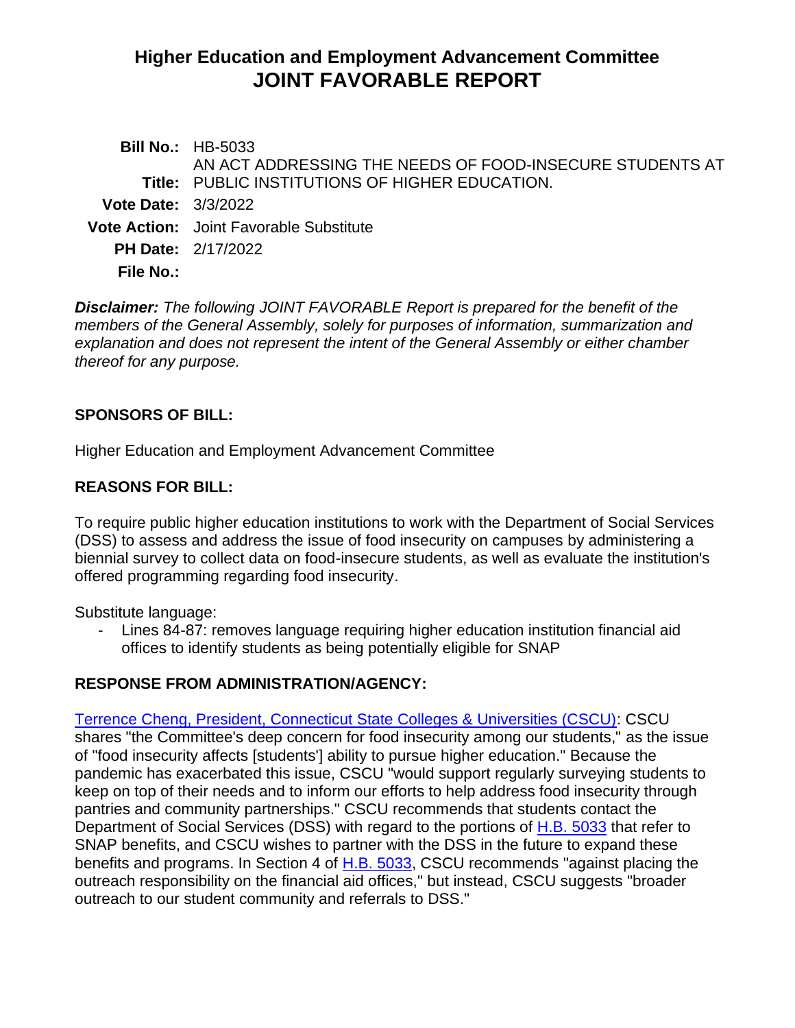# Higher Education and Employment Advancement Committee
# JOINT FAVORABLE REPORT

**Bill No.:** HB-5033

**Title:** AN ACT ADDRESSING THE NEEDS OF FOOD-INSECURE STUDENTS AT PUBLIC INSTITUTIONS OF HIGHER EDUCATION.

**Vote Date:** 3/3/2022

**Vote Action:** Joint Favorable Substitute

**PH Date:** 2/17/2022

**File No.:**

***Disclaimer:*** *The following JOINT FAVORABLE Report is prepared for the benefit of the members of the General Assembly, solely for purposes of information, summarization and explanation and does not represent the intent of the General Assembly or either chamber thereof for any purpose.*

## SPONSORS OF BILL:

Higher Education and Employment Advancement Committee

## REASONS FOR BILL:

To require public higher education institutions to work with the Department of Social Services (DSS) to assess and address the issue of food insecurity on campuses by administering a biennial survey to collect data on food-insecure students, as well as evaluate the institution's offered programming regarding food insecurity.

Substitute language:

- Lines 84-87: removes language requiring higher education institution financial aid offices to identify students as being potentially eligible for SNAP

## RESPONSE FROM ADMINISTRATION/AGENCY:

Terrence Cheng, President, Connecticut State Colleges & Universities (CSCU): CSCU shares "the Committee's deep concern for food insecurity among our students," as the issue of "food insecurity affects [students'] ability to pursue higher education." Because the pandemic has exacerbated this issue, CSCU "would support regularly surveying students to keep on top of their needs and to inform our efforts to help address food insecurity through pantries and community partnerships." CSCU recommends that students contact the Department of Social Services (DSS) with regard to the portions of H.B. 5033 that refer to SNAP benefits, and CSCU wishes to partner with the DSS in the future to expand these benefits and programs. In Section 4 of H.B. 5033, CSCU recommends "against placing the outreach responsibility on the financial aid offices," but instead, CSCU suggests "broader outreach to our student community and referrals to DSS."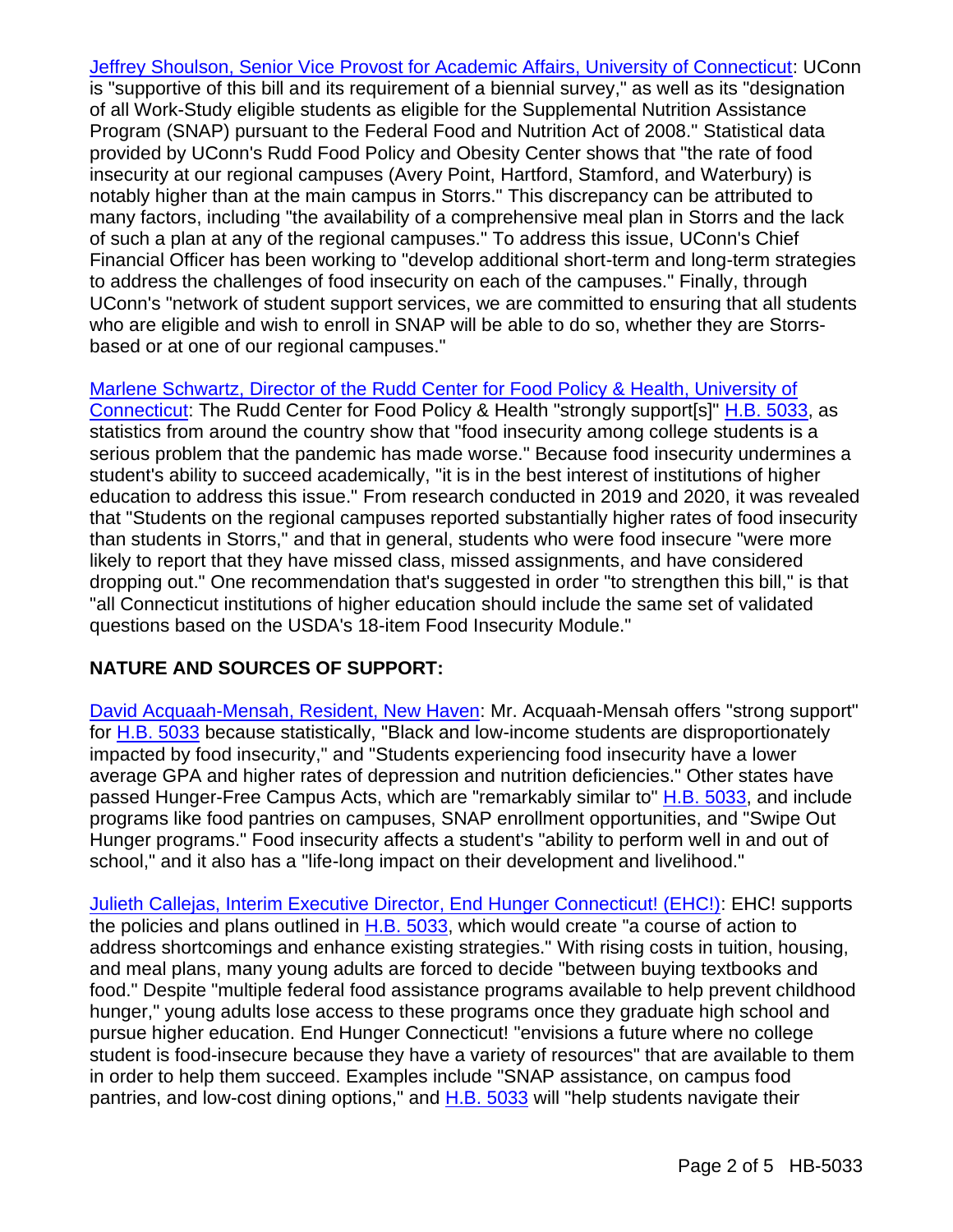Jeffrey Shoulson, Senior Vice Provost for Academic Affairs, University of Connecticut: UConn is "supportive of this bill and its requirement of a biennial survey," as well as its "designation of all Work-Study eligible students as eligible for the Supplemental Nutrition Assistance Program (SNAP) pursuant to the Federal Food and Nutrition Act of 2008." Statistical data provided by UConn's Rudd Food Policy and Obesity Center shows that "the rate of food insecurity at our regional campuses (Avery Point, Hartford, Stamford, and Waterbury) is notably higher than at the main campus in Storrs." This discrepancy can be attributed to many factors, including "the availability of a comprehensive meal plan in Storrs and the lack of such a plan at any of the regional campuses." To address this issue, UConn's Chief Financial Officer has been working to "develop additional short-term and long-term strategies to address the challenges of food insecurity on each of the campuses." Finally, through UConn's "network of student support services, we are committed to ensuring that all students who are eligible and wish to enroll in SNAP will be able to do so, whether they are Storrs-based or at one of our regional campuses."

Marlene Schwartz, Director of the Rudd Center for Food Policy & Health, University of Connecticut: The Rudd Center for Food Policy & Health "strongly support[s]" H.B. 5033, as statistics from around the country show that "food insecurity among college students is a serious problem that the pandemic has made worse." Because food insecurity undermines a student's ability to succeed academically, "it is in the best interest of institutions of higher education to address this issue." From research conducted in 2019 and 2020, it was revealed that "Students on the regional campuses reported substantially higher rates of food insecurity than students in Storrs," and that in general, students who were food insecure "were more likely to report that they have missed class, missed assignments, and have considered dropping out." One recommendation that's suggested in order "to strengthen this bill," is that "all Connecticut institutions of higher education should include the same set of validated questions based on the USDA's 18-item Food Insecurity Module."

**NATURE AND SOURCES OF SUPPORT:**

David Acquaah-Mensah, Resident, New Haven: Mr. Acquaah-Mensah offers "strong support" for H.B. 5033 because statistically, "Black and low-income students are disproportionately impacted by food insecurity," and "Students experiencing food insecurity have a lower average GPA and higher rates of depression and nutrition deficiencies." Other states have passed Hunger-Free Campus Acts, which are "remarkably similar to" H.B. 5033, and include programs like food pantries on campuses, SNAP enrollment opportunities, and "Swipe Out Hunger programs." Food insecurity affects a student's "ability to perform well in and out of school," and it also has a "life-long impact on their development and livelihood."

Julieth Callejas, Interim Executive Director, End Hunger Connecticut! (EHC!): EHC! supports the policies and plans outlined in H.B. 5033, which would create "a course of action to address shortcomings and enhance existing strategies." With rising costs in tuition, housing, and meal plans, many young adults are forced to decide "between buying textbooks and food." Despite "multiple federal food assistance programs available to help prevent childhood hunger," young adults lose access to these programs once they graduate high school and pursue higher education. End Hunger Connecticut! "envisions a future where no college student is food-insecure because they have a variety of resources" that are available to them in order to help them succeed. Examples include "SNAP assistance, on campus food pantries, and low-cost dining options," and H.B. 5033 will "help students navigate their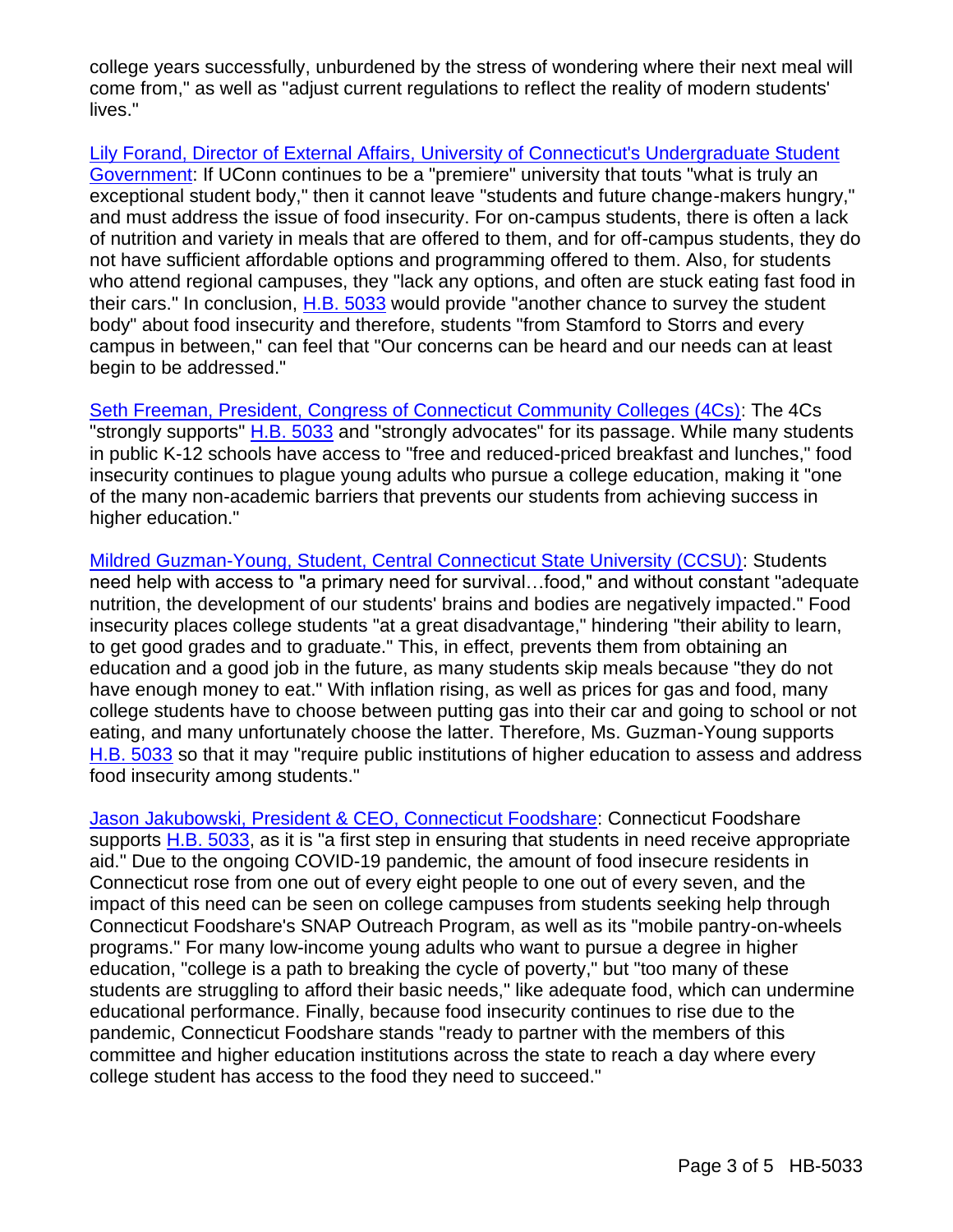college years successfully, unburdened by the stress of wondering where their next meal will come from," as well as "adjust current regulations to reflect the reality of modern students' lives."

Lily Forand, Director of External Affairs, University of Connecticut's Undergraduate Student Government: If UConn continues to be a "premiere" university that touts "what is truly an exceptional student body," then it cannot leave "students and future change-makers hungry," and must address the issue of food insecurity. For on-campus students, there is often a lack of nutrition and variety in meals that are offered to them, and for off-campus students, they do not have sufficient affordable options and programming offered to them. Also, for students who attend regional campuses, they "lack any options, and often are stuck eating fast food in their cars." In conclusion, H.B. 5033 would provide "another chance to survey the student body" about food insecurity and therefore, students "from Stamford to Storrs and every campus in between," can feel that "Our concerns can be heard and our needs can at least begin to be addressed."

Seth Freeman, President, Congress of Connecticut Community Colleges (4Cs): The 4Cs "strongly supports" H.B. 5033 and "strongly advocates" for its passage. While many students in public K-12 schools have access to "free and reduced-priced breakfast and lunches," food insecurity continues to plague young adults who pursue a college education, making it "one of the many non-academic barriers that prevents our students from achieving success in higher education."

Mildred Guzman-Young, Student, Central Connecticut State University (CCSU): Students need help with access to "a primary need for survival…food," and without constant "adequate nutrition, the development of our students' brains and bodies are negatively impacted." Food insecurity places college students "at a great disadvantage," hindering "their ability to learn, to get good grades and to graduate." This, in effect, prevents them from obtaining an education and a good job in the future, as many students skip meals because "they do not have enough money to eat." With inflation rising, as well as prices for gas and food, many college students have to choose between putting gas into their car and going to school or not eating, and many unfortunately choose the latter. Therefore, Ms. Guzman-Young supports H.B. 5033 so that it may "require public institutions of higher education to assess and address food insecurity among students."

Jason Jakubowski, President & CEO, Connecticut Foodshare: Connecticut Foodshare supports H.B. 5033, as it is "a first step in ensuring that students in need receive appropriate aid." Due to the ongoing COVID-19 pandemic, the amount of food insecure residents in Connecticut rose from one out of every eight people to one out of every seven, and the impact of this need can be seen on college campuses from students seeking help through Connecticut Foodshare's SNAP Outreach Program, as well as its "mobile pantry-on-wheels programs." For many low-income young adults who want to pursue a degree in higher education, "college is a path to breaking the cycle of poverty," but "too many of these students are struggling to afford their basic needs," like adequate food, which can undermine educational performance. Finally, because food insecurity continues to rise due to the pandemic, Connecticut Foodshare stands "ready to partner with the members of this committee and higher education institutions across the state to reach a day where every college student has access to the food they need to succeed."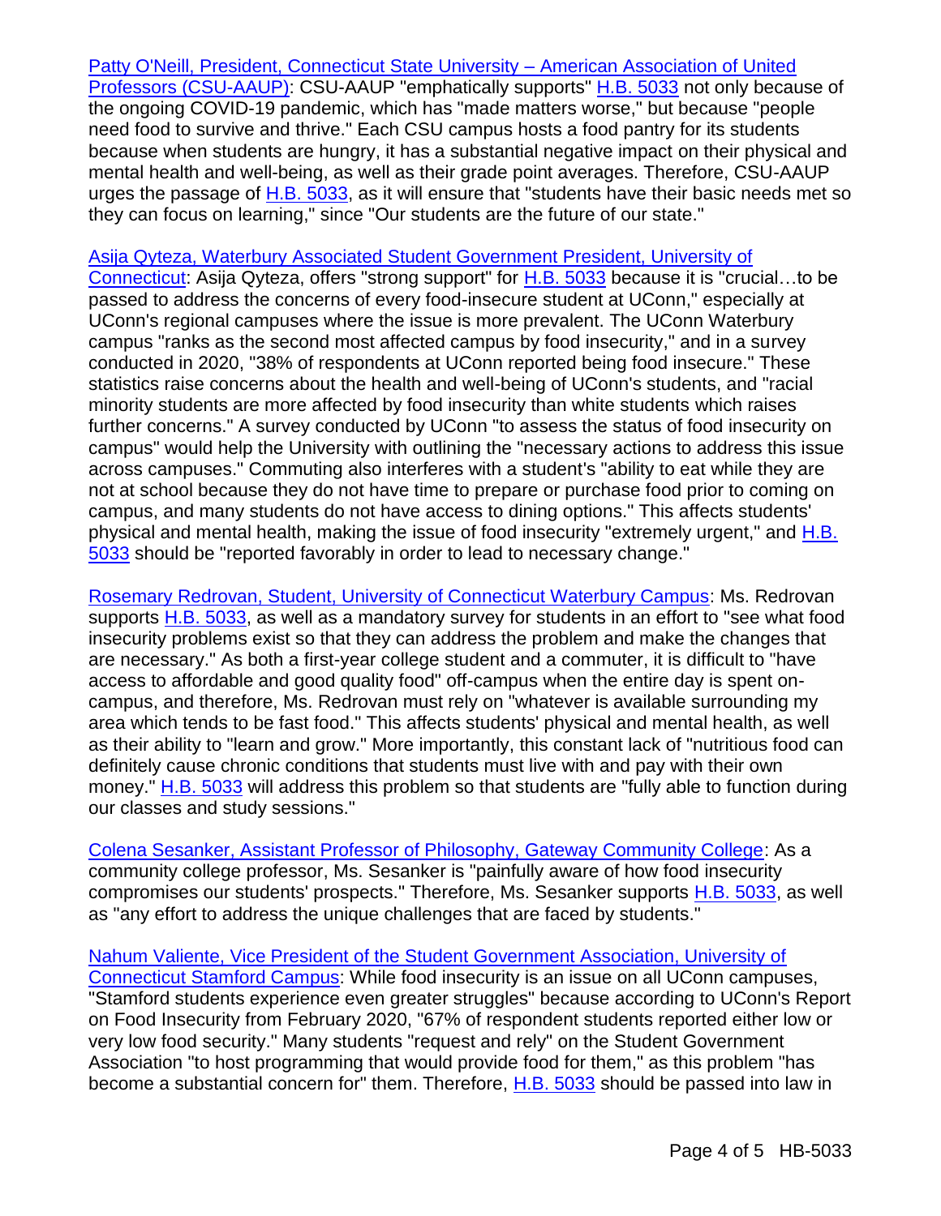[Patty O'Neill, President, Connecticut State University – American Association of United Professors (CSU-AAUP)](): CSU-AAUP "emphatically supports" H.B. 5033 not only because of the ongoing COVID-19 pandemic, which has "made matters worse," but because "people need food to survive and thrive." Each CSU campus hosts a food pantry for its students because when students are hungry, it has a substantial negative impact on their physical and mental health and well-being, as well as their grade point averages. Therefore, CSU-AAUP urges the passage of H.B. 5033, as it will ensure that "students have their basic needs met so they can focus on learning," since "Our students are the future of our state."

Asija Qyteza, Waterbury Associated Student Government President, University of Connecticut: Asija Qyteza, offers "strong support" for H.B. 5033 because it is "crucial…to be passed to address the concerns of every food-insecure student at UConn," especially at UConn's regional campuses where the issue is more prevalent. The UConn Waterbury campus "ranks as the second most affected campus by food insecurity," and in a survey conducted in 2020, "38% of respondents at UConn reported being food insecure." These statistics raise concerns about the health and well-being of UConn's students, and "racial minority students are more affected by food insecurity than white students which raises further concerns." A survey conducted by UConn "to assess the status of food insecurity on campus" would help the University with outlining the "necessary actions to address this issue across campuses." Commuting also interferes with a student's "ability to eat while they are not at school because they do not have time to prepare or purchase food prior to coming on campus, and many students do not have access to dining options." This affects students' physical and mental health, making the issue of food insecurity "extremely urgent," and H.B. 5033 should be "reported favorably in order to lead to necessary change."

Rosemary Redrovan, Student, University of Connecticut Waterbury Campus: Ms. Redrovan supports H.B. 5033, as well as a mandatory survey for students in an effort to "see what food insecurity problems exist so that they can address the problem and make the changes that are necessary." As both a first-year college student and a commuter, it is difficult to "have access to affordable and good quality food" off-campus when the entire day is spent on-campus, and therefore, Ms. Redrovan must rely on "whatever is available surrounding my area which tends to be fast food." This affects students' physical and mental health, as well as their ability to "learn and grow." More importantly, this constant lack of "nutritious food can definitely cause chronic conditions that students must live with and pay with their own money." H.B. 5033 will address this problem so that students are "fully able to function during our classes and study sessions."

Colena Sesanker, Assistant Professor of Philosophy, Gateway Community College: As a community college professor, Ms. Sesanker is "painfully aware of how food insecurity compromises our students' prospects." Therefore, Ms. Sesanker supports H.B. 5033, as well as "any effort to address the unique challenges that are faced by students."

Nahum Valiente, Vice President of the Student Government Association, University of Connecticut Stamford Campus: While food insecurity is an issue on all UConn campuses, "Stamford students experience even greater struggles" because according to UConn's Report on Food Insecurity from February 2020, "67% of respondent students reported either low or very low food security." Many students "request and rely" on the Student Government Association "to host programming that would provide food for them," as this problem "has become a substantial concern for" them. Therefore, H.B. 5033 should be passed into law in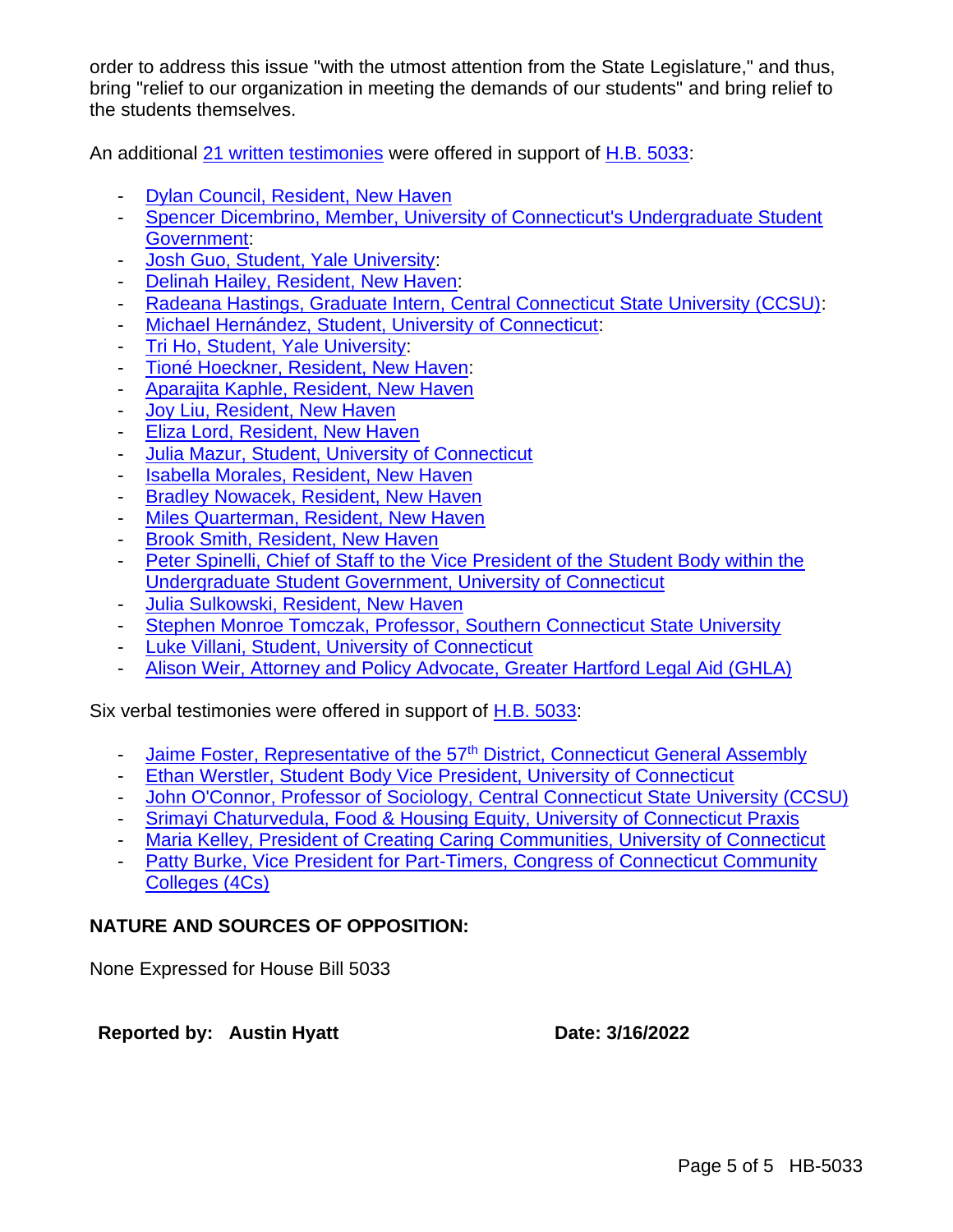order to address this issue "with the utmost attention from the State Legislature," and thus, bring "relief to our organization in meeting the demands of our students" and bring relief to the students themselves.

An additional 21 written testimonies were offered in support of H.B. 5033:

- Dylan Council, Resident, New Haven
- Spencer Dicembrino, Member, University of Connecticut's Undergraduate Student Government:
- Josh Guo, Student, Yale University:
- Delinah Hailey, Resident, New Haven:
- Radeana Hastings, Graduate Intern, Central Connecticut State University (CCSU):
- Michael Hernández, Student, University of Connecticut:
- Tri Ho, Student, Yale University:
- Tioné Hoeckner, Resident, New Haven:
- Aparajita Kaphle, Resident, New Haven
- Joy Liu, Resident, New Haven
- Eliza Lord, Resident, New Haven
- Julia Mazur, Student, University of Connecticut
- Isabella Morales, Resident, New Haven
- Bradley Nowacek, Resident, New Haven
- Miles Quarterman, Resident, New Haven
- Brook Smith, Resident, New Haven
- Peter Spinelli, Chief of Staff to the Vice President of the Student Body within the Undergraduate Student Government, University of Connecticut
- Julia Sulkowski, Resident, New Haven
- Stephen Monroe Tomczak, Professor, Southern Connecticut State University
- Luke Villani, Student, University of Connecticut
- Alison Weir, Attorney and Policy Advocate, Greater Hartford Legal Aid (GHLA)

Six verbal testimonies were offered in support of H.B. 5033:

- Jaime Foster, Representative of the 57th District, Connecticut General Assembly
- Ethan Werstler, Student Body Vice President, University of Connecticut
- John O'Connor, Professor of Sociology, Central Connecticut State University (CCSU)
- Srimayi Chaturvedula, Food & Housing Equity, University of Connecticut Praxis
- Maria Kelley, President of Creating Caring Communities, University of Connecticut
- Patty Burke, Vice President for Part-Timers, Congress of Connecticut Community Colleges (4Cs)

**NATURE AND SOURCES OF OPPOSITION:**

None Expressed for House Bill 5033

**Reported by: Austin Hyatt** **Date: 3/16/2022**